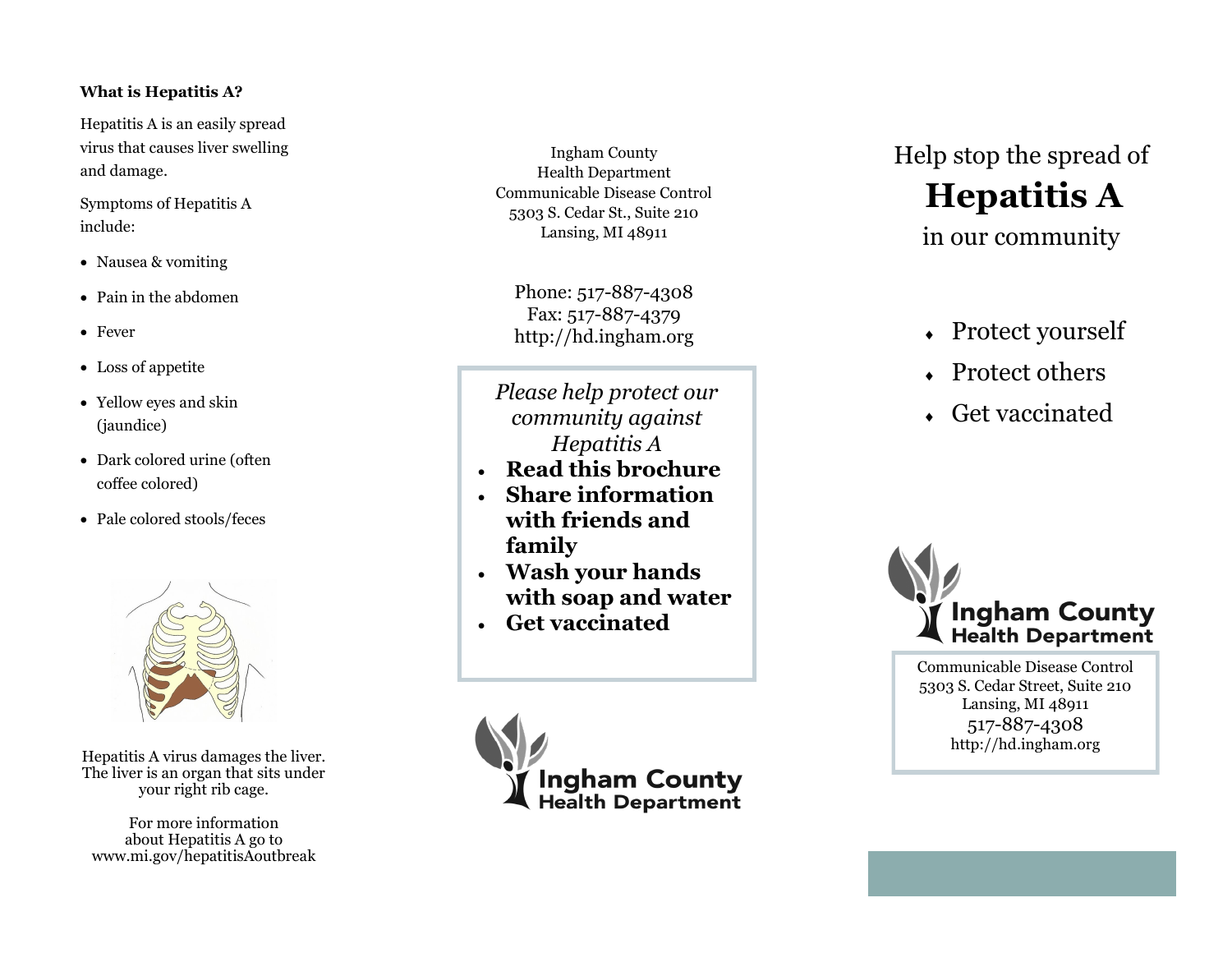**What is Hepatitis A?**

Hepatitis A is an easily spread virus that causes liver swelling and damage.

Symptoms of Hepatitis A include:

- Nausea & vomiting
- Pain in the abdomen
- Fever
- Loss of appetite
- Yellow eyes and skin (jaundice)
- Dark colored urine (often coffee colored)
- Pale colored stools/feces

Hepatitis A virus damages the liver. The liver is an organ that sits under your right rib cage.

For more information about Hepatitis A go to www.mi.gov/hepatitisAoutbreak

Ingham County
Health Department
Communicable Disease Control
5303 S. Cedar St., Suite 210
Lansing, MI 48911

Phone: 517-887-4308
Fax: 517-887-4379
http://hd.ingham.org

*Please help protect our community against Hepatitis A*

- **Read this brochure**
- **Share information with friends and family**
- **Wash your hands with soap and water**
- **Get vaccinated**

Ingham County Health Department

Help stop the spread of

# Hepatitis A

in our community

- Protect yourself
- Protect others
- Get vaccinated

Ingham County Health Department

Communicable Disease Control
5303 S. Cedar Street, Suite 210
Lansing, MI 48911
517-887-4308
http://hd.ingham.org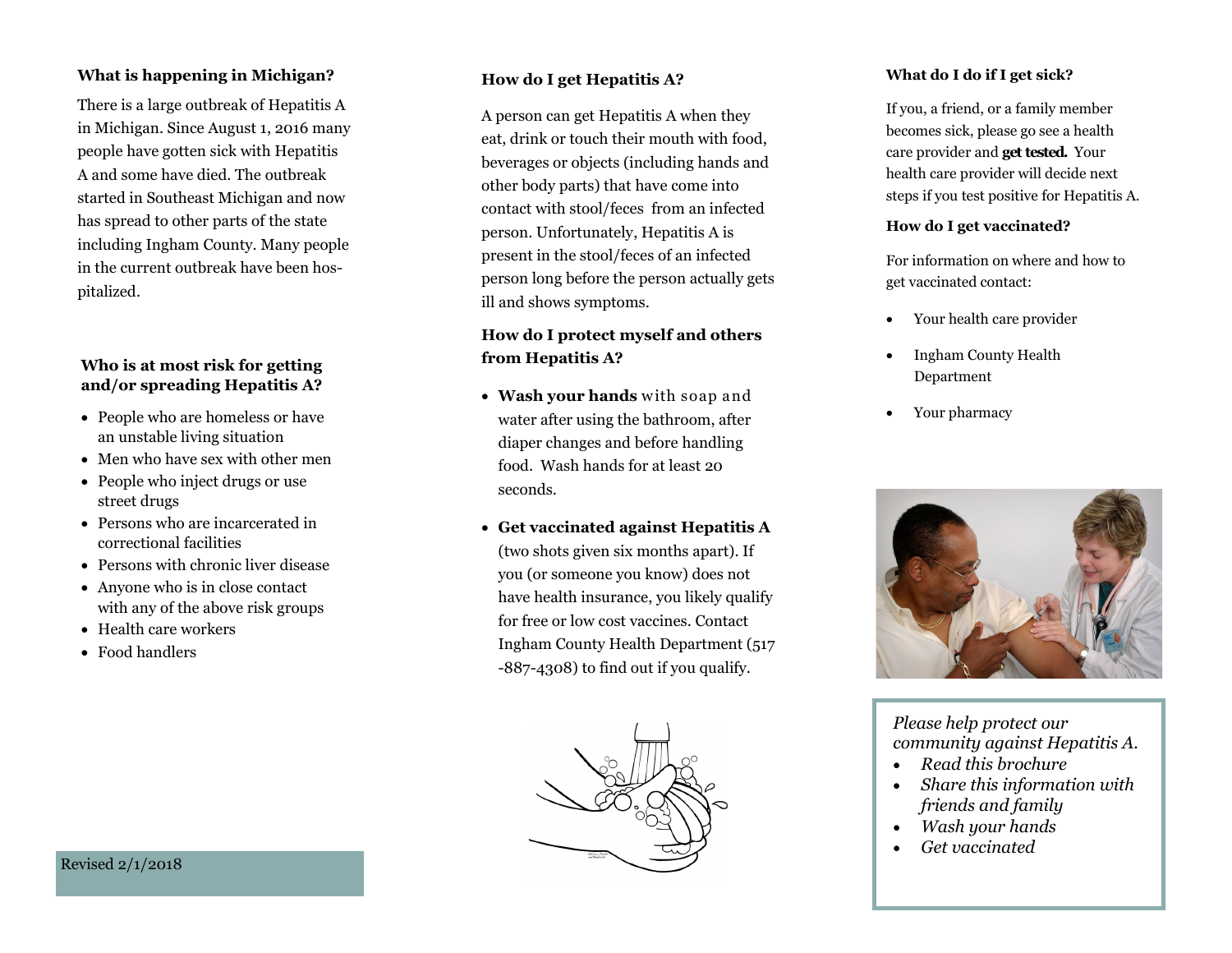## What is happening in Michigan?

There is a large outbreak of Hepatitis A in Michigan. Since August 1, 2016 many people have gotten sick with Hepatitis A and some have died. The outbreak started in Southeast Michigan and now has spread to other parts of the state including Ingham County. Many people in the current outbreak have been hospitalized.

## Who is at most risk for getting and/or spreading Hepatitis A?

- People who are homeless or have an unstable living situation
- Men who have sex with other men
- People who inject drugs or use street drugs
- Persons who are incarcerated in correctional facilities
- Persons with chronic liver disease
- Anyone who is in close contact with any of the above risk groups
- Health care workers
- Food handlers

Revised 2/1/2018

## How do I get Hepatitis A?

A person can get Hepatitis A when they eat, drink or touch their mouth with food, beverages or objects (including hands and other body parts) that have come into contact with stool/feces from an infected person. Unfortunately, Hepatitis A is present in the stool/feces of an infected person long before the person actually gets ill and shows symptoms.

## How do I protect myself and others from Hepatitis A?

- **Wash your hands** with soap and water after using the bathroom, after diaper changes and before handling food. Wash hands for at least 20 seconds.
- **Get vaccinated against Hepatitis A** (two shots given six months apart). If you (or someone you know) does not have health insurance, you likely qualify for free or low cost vaccines. Contact Ingham County Health Department (517-887-4308) to find out if you qualify.

## What do I do if I get sick?

If you, a friend, or a family member becomes sick, please go see a health care provider and **get tested.** Your health care provider will decide next steps if you test positive for Hepatitis A.

## How do I get vaccinated?

For information on where and how to get vaccinated contact:

- Your health care provider
- Ingham County Health Department
- Your pharmacy

*Please help protect our community against Hepatitis A.*

- *Read this brochure*
- *Share this information with friends and family*
- *Wash your hands*
- *Get vaccinated*